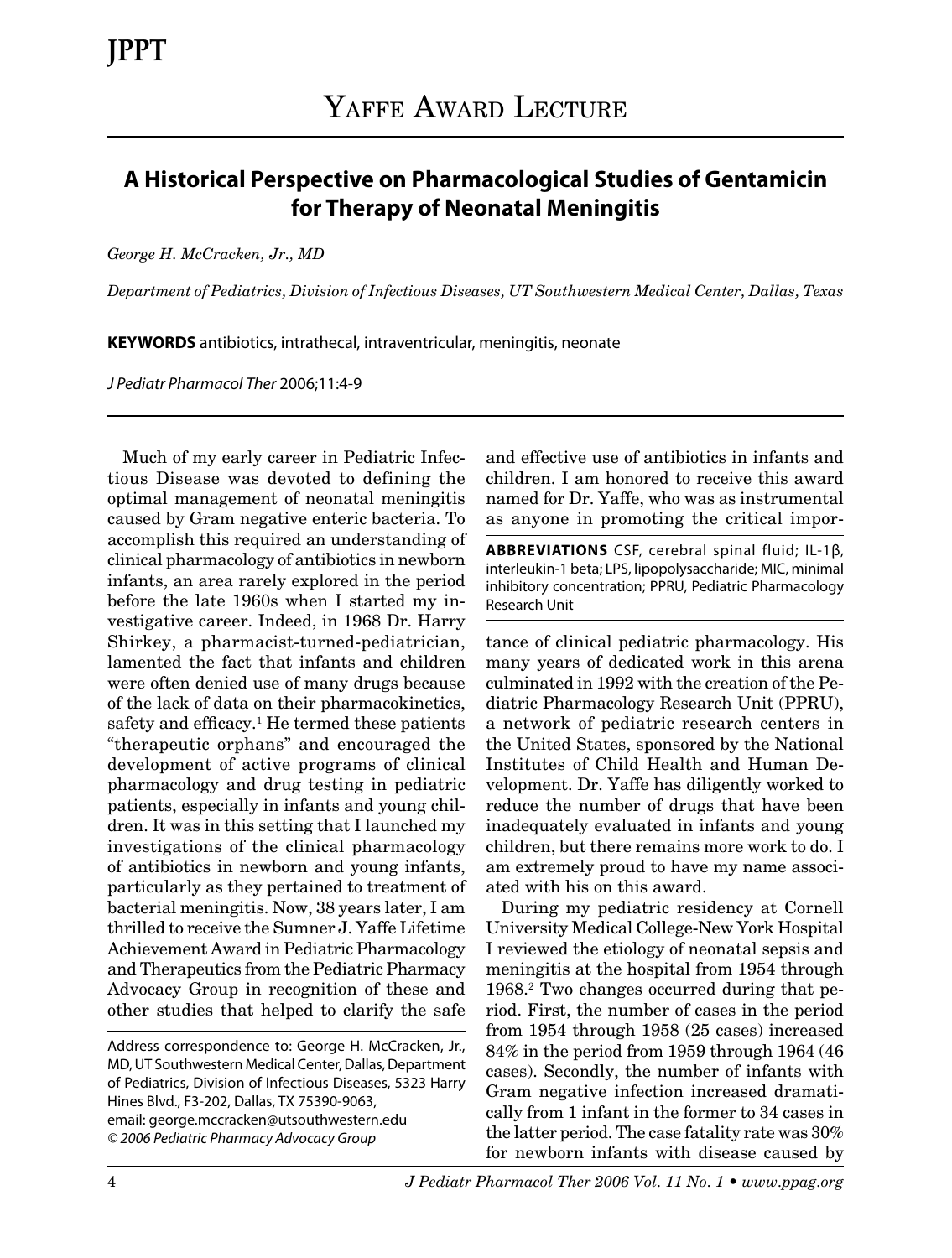# Yaffe Award Lecture

## A Historical Perspective on Pharmacological Studies of Gentamicin for Therapy of Neonatal Meningitis

*George H. McCracken, Jr., MD*

*Department of Pediatrics, Division of Infectious Diseases, UT Southwestern Medical Center, Dallas, Texas*

**KEYWORDS** antibiotics, intrathecal, intraventricular, meningitis, neonate

*J Pediatr Pharmacol Ther* 2006;11:4-9

**ABBREVIATIONS** CSF, cerebral spinal fluid; IL-1β, interleukin-1 beta; LPS, lipopolysaccharide; MIC, minimal inhibitory concentration; PPRU, Pediatric Pharmacology Research Unit

Much of my early career in Pediatric Infectious Disease was devoted to defining the optimal management of neonatal meningitis caused by Gram negative enteric bacteria. To accomplish this required an understanding of clinical pharmacology of antibiotics in newborn infants, an area rarely explored in the period before the late 1960s when I started my investigative career. Indeed, in 1968 Dr. Harry Shirkey, a pharmacist-turned-pediatrician, lamented the fact that infants and children were often denied use of many drugs because of the lack of data on their pharmacokinetics, safety and efficacy.[1] He termed these patients "therapeutic orphans" and encouraged the development of active programs of clinical pharmacology and drug testing in pediatric patients, especially in infants and young children. It was in this setting that I launched my investigations of the clinical pharmacology of antibiotics in newborn and young infants, particularly as they pertained to treatment of bacterial meningitis. Now, 38 years later, I am thrilled to receive the Sumner J. Yaffe Lifetime Achievement Award in Pediatric Pharmacology and Therapeutics from the Pediatric Pharmacy Advocacy Group in recognition of these and other studies that helped to clarify the safe and effective use of antibiotics in infants and children. I am honored to receive this award named for Dr. Yaffe, who was as instrumental as anyone in promoting the critical importance of clinical pediatric pharmacology. His many years of dedicated work in this arena culminated in 1992 with the creation of the Pediatric Pharmacology Research Unit (PPRU), a network of pediatric research centers in the United States, sponsored by the National Institutes of Child Health and Human Development. Dr. Yaffe has diligently worked to reduce the number of drugs that have been inadequately evaluated in infants and young children, but there remains more work to do. I am extremely proud to have my name associated with his on this award.

During my pediatric residency at Cornell University Medical College-New York Hospital I reviewed the etiology of neonatal sepsis and meningitis at the hospital from 1954 through 1968.[2] Two changes occurred during that period. First, the number of cases in the period from 1954 through 1958 (25 cases) increased 84% in the period from 1959 through 1964 (46 cases). Secondly, the number of infants with Gram negative infection increased dramatically from 1 infant in the former to 34 cases in the latter period. The case fatality rate was 30% for newborn infants with disease caused by

Address correspondence to: George H. McCracken, Jr., MD, UT Southwestern Medical Center, Dallas, Department of Pediatrics, Division of Infectious Diseases, 5323 Harry Hines Blvd., F3-202, Dallas, TX 75390-9063, email: george.mccracken@utsouthwestern.edu
© 2006 Pediatric Pharmacy Advocacy Group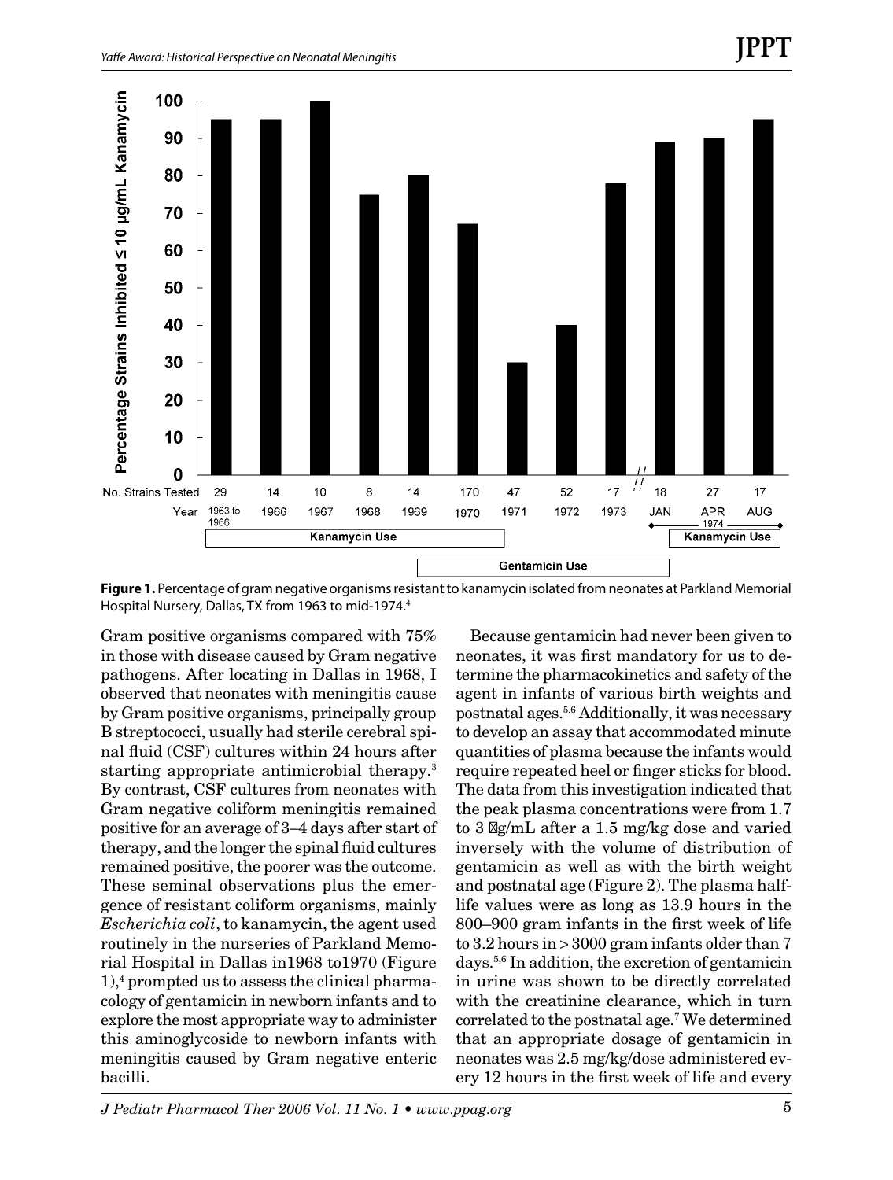**Figure 1.** Percentage of gram negative organisms resistant to kanamycin isolated from neonates at Parkland Memorial Hospital Nursery, Dallas, TX from 1963 to mid-1974.[4]

Gram positive organisms compared with 75% in those with disease caused by Gram negative pathogens. After locating in Dallas in 1968, I observed that neonates with meningitis cause by Gram positive organisms, principally group B streptococci, usually had sterile cerebral spinal fluid (CSF) cultures within 24 hours after starting appropriate antimicrobial therapy.[3] By contrast, CSF cultures from neonates with Gram negative coliform meningitis remained positive for an average of 3–4 days after start of therapy, and the longer the spinal fluid cultures remained positive, the poorer was the outcome. These seminal observations plus the emergence of resistant coliform organisms, mainly *Escherichia coli*, to kanamycin, the agent used routinely in the nurseries of Parkland Memorial Hospital in Dallas in1968 to1970 (Figure 1),[4] prompted us to assess the clinical pharmacology of gentamicin in newborn infants and to explore the most appropriate way to administer this aminoglycoside to newborn infants with meningitis caused by Gram negative enteric bacilli.

Because gentamicin had never been given to neonates, it was first mandatory for us to determine the pharmacokinetics and safety of the agent in infants of various birth weights and postnatal ages.[5,6] Additionally, it was necessary to develop an assay that accommodated minute quantities of plasma because the infants would require repeated heel or finger sticks for blood. The data from this investigation indicated that the peak plasma concentrations were from 1.7 to 3 μg/mL after a 1.5 mg/kg dose and varied inversely with the volume of distribution of gentamicin as well as with the birth weight and postnatal age (Figure 2). The plasma half-life values were as long as 13.9 hours in the 800–900 gram infants in the first week of life to 3.2 hours in > 3000 gram infants older than 7 days.[5,6] In addition, the excretion of gentamicin in urine was shown to be directly correlated with the creatinine clearance, which in turn correlated to the postnatal age.[7] We determined that an appropriate dosage of gentamicin in neonates was 2.5 mg/kg/dose administered every 12 hours in the first week of life and every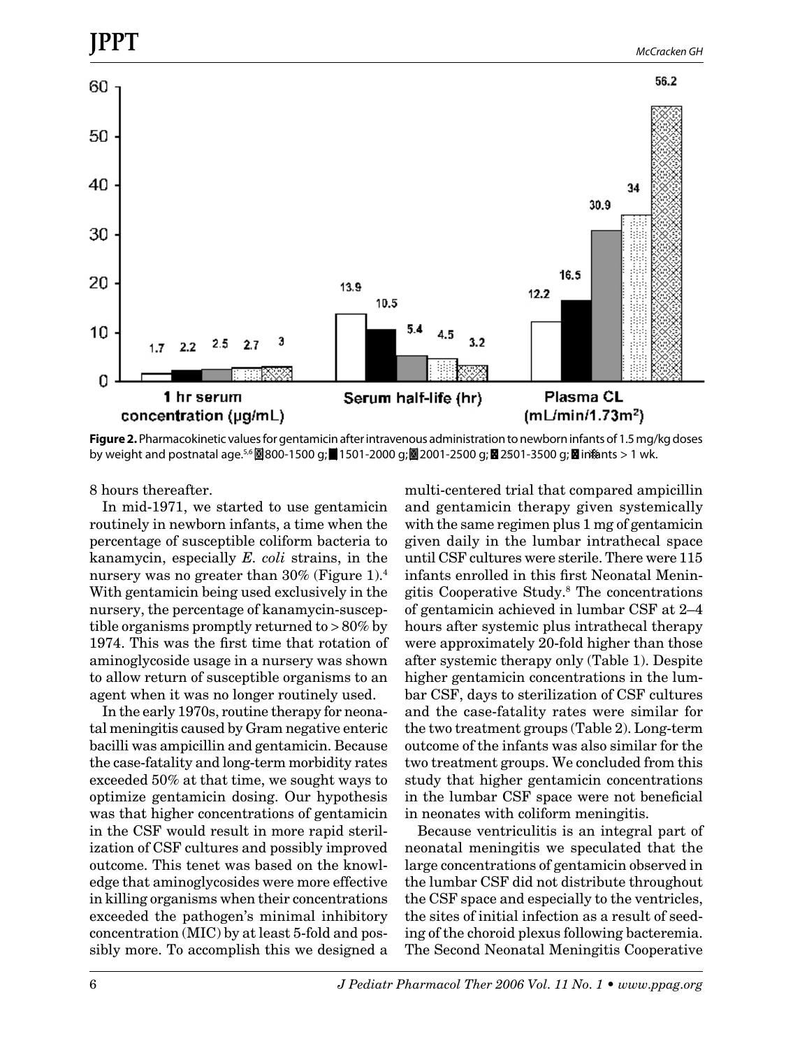**Figure 2.** Pharmacokinetic values for gentamicin after intravenous administration to newborn infants of 1.5 mg/kg doses by weight and postnatal age.[5,6] ▨ 800-1500 g; ■ 1501-2000 g; ▨ 2001-2500 g; ▨ 2501-3500 g; ▨ infants > 1 wk.

8 hours thereafter.

In mid-1971, we started to use gentamicin routinely in newborn infants, a time when the percentage of susceptible coliform bacteria to kanamycin, especially *E. coli* strains, in the nursery was no greater than 30% (Figure 1).[4] With gentamicin being used exclusively in the nursery, the percentage of kanamycin-susceptible organisms promptly returned to > 80% by 1974. This was the first time that rotation of aminoglycoside usage in a nursery was shown to allow return of susceptible organisms to an agent when it was no longer routinely used.

In the early 1970s, routine therapy for neonatal meningitis caused by Gram negative enteric bacilli was ampicillin and gentamicin. Because the case-fatality and long-term morbidity rates exceeded 50% at that time, we sought ways to optimize gentamicin dosing. Our hypothesis was that higher concentrations of gentamicin in the CSF would result in more rapid sterilization of CSF cultures and possibly improved outcome. This tenet was based on the knowledge that aminoglycosides were more effective in killing organisms when their concentrations exceeded the pathogen's minimal inhibitory concentration (MIC) by at least 5-fold and possibly more. To accomplish this we designed a multi-centered trial that compared ampicillin and gentamicin therapy given systemically with the same regimen plus 1 mg of gentamicin given daily in the lumbar intrathecal space until CSF cultures were sterile. There were 115 infants enrolled in this first Neonatal Meningitis Cooperative Study.[8] The concentrations of gentamicin achieved in lumbar CSF at 2–4 hours after systemic plus intrathecal therapy were approximately 20-fold higher than those after systemic therapy only (Table 1). Despite higher gentamicin concentrations in the lumbar CSF, days to sterilization of CSF cultures and the case-fatality rates were similar for the two treatment groups (Table 2). Long-term outcome of the infants was also similar for the two treatment groups. We concluded from this study that higher gentamicin concentrations in the lumbar CSF space were not beneficial in neonates with coliform meningitis.

Because ventriculitis is an integral part of neonatal meningitis we speculated that the large concentrations of gentamicin observed in the lumbar CSF did not distribute throughout the CSF space and especially to the ventricles, the sites of initial infection as a result of seeding of the choroid plexus following bacteremia. The Second Neonatal Meningitis Cooperative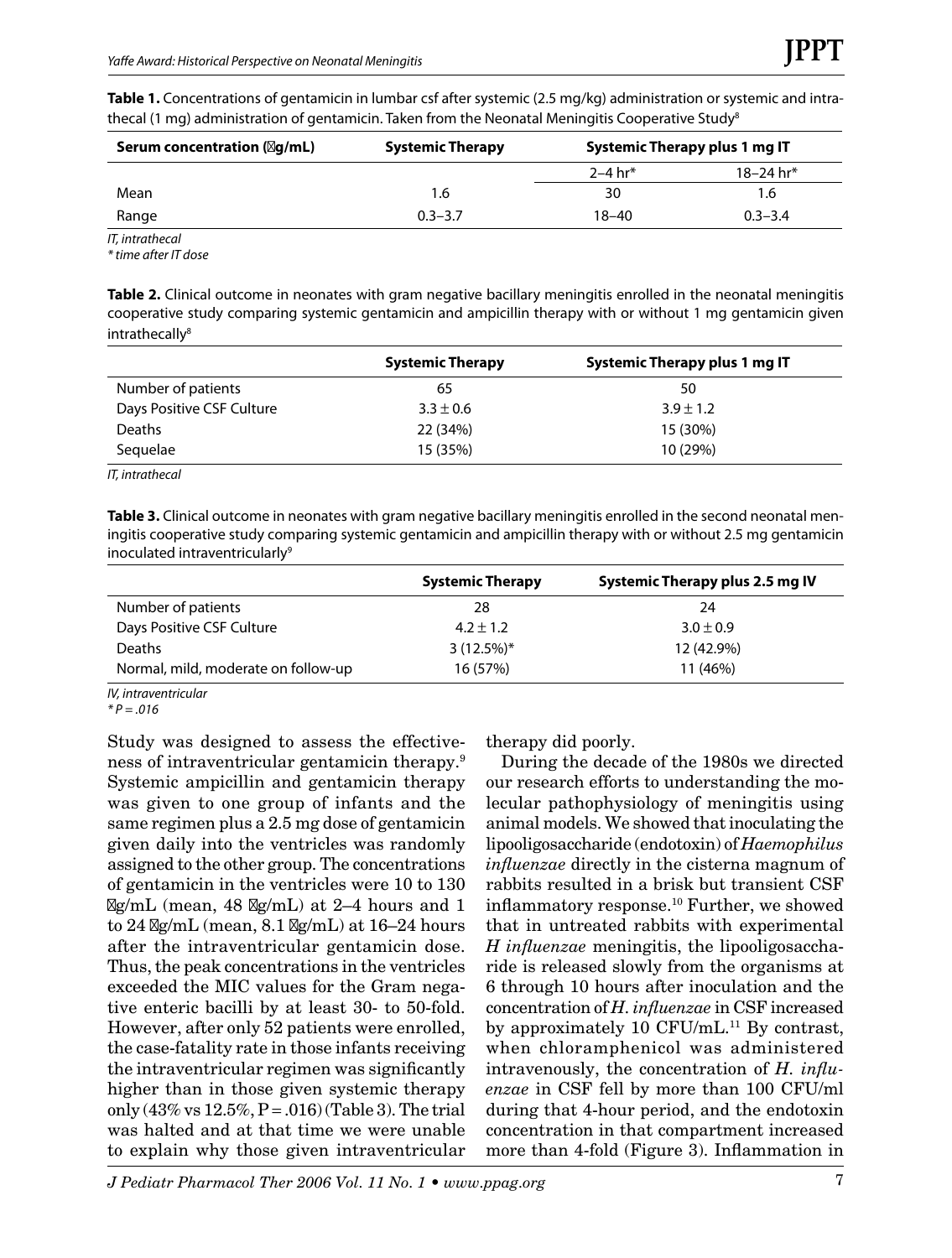**Table 1.** Concentrations of gentamicin in lumbar csf after systemic (2.5 mg/kg) administration or systemic and intrathecal (1 mg) administration of gentamicin. Taken from the Neonatal Meningitis Cooperative Study[8]

| Serum concentration (μg/mL) | Systemic Therapy | Systemic Therapy plus 1 mg IT | |
|---|---|---|---|
| | | 2–4 hr* | 18–24 hr* |
| Mean | 1.6 | 30 | 1.6 |
| Range | 0.3–3.7 | 18–40 | 0.3–3.4 |

*IT, intrathecal*
*\* time after IT dose*

**Table 2.** Clinical outcome in neonates with gram negative bacillary meningitis enrolled in the neonatal meningitis cooperative study comparing systemic gentamicin and ampicillin therapy with or without 1 mg gentamicin given intrathecally[8]

| | Systemic Therapy | Systemic Therapy plus 1 mg IT |
|---|---|---|
| Number of patients | 65 | 50 |
| Days Positive CSF Culture | 3.3 ± 0.6 | 3.9 ± 1.2 |
| Deaths | 22 (34%) | 15 (30%) |
| Sequelae | 15 (35%) | 10 (29%) |

*IT, intrathecal*

**Table 3.** Clinical outcome in neonates with gram negative bacillary meningitis enrolled in the second neonatal meningitis cooperative study comparing systemic gentamicin and ampicillin therapy with or without 2.5 mg gentamicin inoculated intraventricularly[9]

| | Systemic Therapy | Systemic Therapy plus 2.5 mg IV |
|---|---|---|
| Number of patients | 28 | 24 |
| Days Positive CSF Culture | 4.2 ± 1.2 | 3.0 ± 0.9 |
| Deaths | 3 (12.5%)* | 12 (42.9%) |
| Normal, mild, moderate on follow-up | 16 (57%) | 11 (46%) |

*IV, intraventricular*
*\* P = .016*

Study was designed to assess the effectiveness of intraventricular gentamicin therapy.[9] Systemic ampicillin and gentamicin therapy was given to one group of infants and the same regimen plus a 2.5 mg dose of gentamicin given daily into the ventricles was randomly assigned to the other group. The concentrations of gentamicin in the ventricles were 10 to 130 μg/mL (mean, 48 μg/mL) at 2–4 hours and 1 to 24 μg/mL (mean, 8.1 μg/mL) at 16–24 hours after the intraventricular gentamicin dose. Thus, the peak concentrations in the ventricles exceeded the MIC values for the Gram negative enteric bacilli by at least 30- to 50-fold. However, after only 52 patients were enrolled, the case-fatality rate in those infants receiving the intraventricular regimen was significantly higher than in those given systemic therapy only (43% vs 12.5%, P = .016) (Table 3). The trial was halted and at that time we were unable to explain why those given intraventricular therapy did poorly.

During the decade of the 1980s we directed our research efforts to understanding the molecular pathophysiology of meningitis using animal models. We showed that inoculating the lipooligosaccharide (endotoxin) of *Haemophilus influenzae* directly in the cisterna magnum of rabbits resulted in a brisk but transient CSF inflammatory response.[10] Further, we showed that in untreated rabbits with experimental *H influenzae* meningitis, the lipooligosaccharide is released slowly from the organisms at 6 through 10 hours after inoculation and the concentration of *H. influenzae* in CSF increased by approximately 10 CFU/mL.[11] By contrast, when chloramphenicol was administered intravenously, the concentration of *H. influenzae* in CSF fell by more than 100 CFU/ml during that 4-hour period, and the endotoxin concentration in that compartment increased more than 4-fold (Figure 3). Inflammation in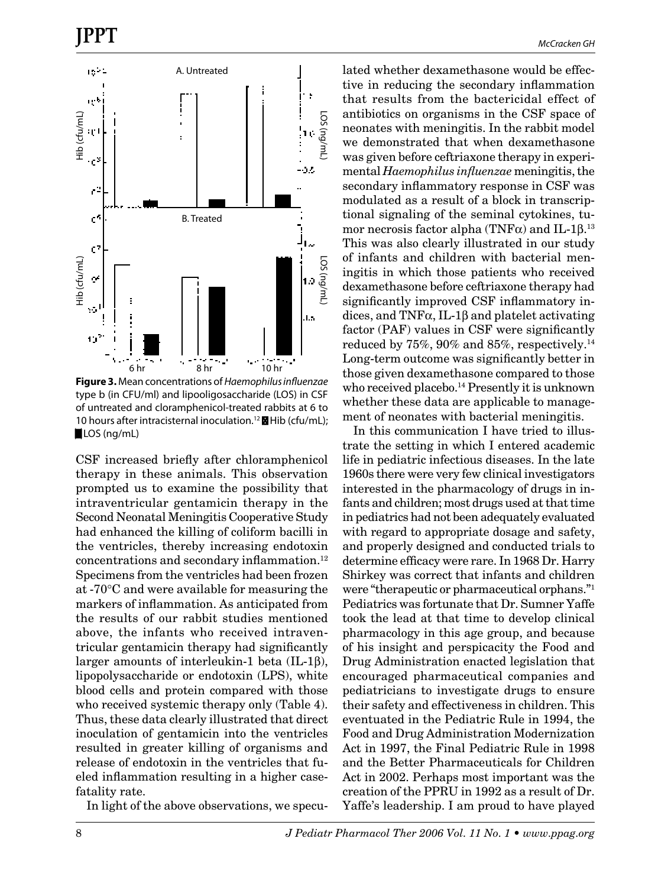**Figure 3.** Mean concentrations of *Haemophilus influenzae* type b (in CFU/ml) and lipooligosaccharide (LOS) in CSF of untreated and cloramphenicol-treated rabbits at 6 to 10 hours after intracisternal inoculation.[12] Hib (cfu/mL); LOS (ng/mL)

CSF increased briefly after chloramphenicol therapy in these animals. This observation prompted us to examine the possibility that intraventricular gentamicin therapy in the Second Neonatal Meningitis Cooperative Study had enhanced the killing of coliform bacilli in the ventricles, thereby increasing endotoxin concentrations and secondary inflammation.[12] Specimens from the ventricles had been frozen at -70°C and were available for measuring the markers of inflammation. As anticipated from the results of our rabbit studies mentioned above, the infants who received intraventricular gentamicin therapy had significantly larger amounts of interleukin-1 beta (IL-1β), lipopolysaccharide or endotoxin (LPS), white blood cells and protein compared with those who received systemic therapy only (Table 4). Thus, these data clearly illustrated that direct inoculation of gentamicin into the ventricles resulted in greater killing of organisms and release of endotoxin in the ventricles that fueled inflammation resulting in a higher case-fatality rate.

In light of the above observations, we speculated whether dexamethasone would be effective in reducing the secondary inflammation that results from the bactericidal effect of antibiotics on organisms in the CSF space of neonates with meningitis. In the rabbit model we demonstrated that when dexamethasone was given before ceftriaxone therapy in experimental *Haemophilus influenzae* meningitis, the secondary inflammatory response in CSF was modulated as a result of a block in transcriptional signaling of the seminal cytokines, tumor necrosis factor alpha (TNFα) and IL-1β.[13] This was also clearly illustrated in our study of infants and children with bacterial meningitis in which those patients who received dexamethasone before ceftriaxone therapy had significantly improved CSF inflammatory indices, and TNFα, IL-1β and platelet activating factor (PAF) values in CSF were significantly reduced by 75%, 90% and 85%, respectively.[14] Long-term outcome was significantly better in those given dexamethasone compared to those who received placebo.[14] Presently it is unknown whether these data are applicable to management of neonates with bacterial meningitis.

In this communication I have tried to illustrate the setting in which I entered academic life in pediatric infectious diseases. In the late 1960s there were very few clinical investigators interested in the pharmacology of drugs in infants and children; most drugs used at that time in pediatrics had not been adequately evaluated with regard to appropriate dosage and safety, and properly designed and conducted trials to determine efficacy were rare. In 1968 Dr. Harry Shirkey was correct that infants and children were "therapeutic or pharmaceutical orphans."[1] Pediatrics was fortunate that Dr. Sumner Yaffe took the lead at that time to develop clinical pharmacology in this age group, and because of his insight and perspicacity the Food and Drug Administration enacted legislation that encouraged pharmaceutical companies and pediatricians to investigate drugs to ensure their safety and effectiveness in children. This eventuated in the Pediatric Rule in 1994, the Food and Drug Administration Modernization Act in 1997, the Final Pediatric Rule in 1998 and the Better Pharmaceuticals for Children Act in 2002. Perhaps most important was the creation of the PPRU in 1992 as a result of Dr. Yaffe's leadership. I am proud to have played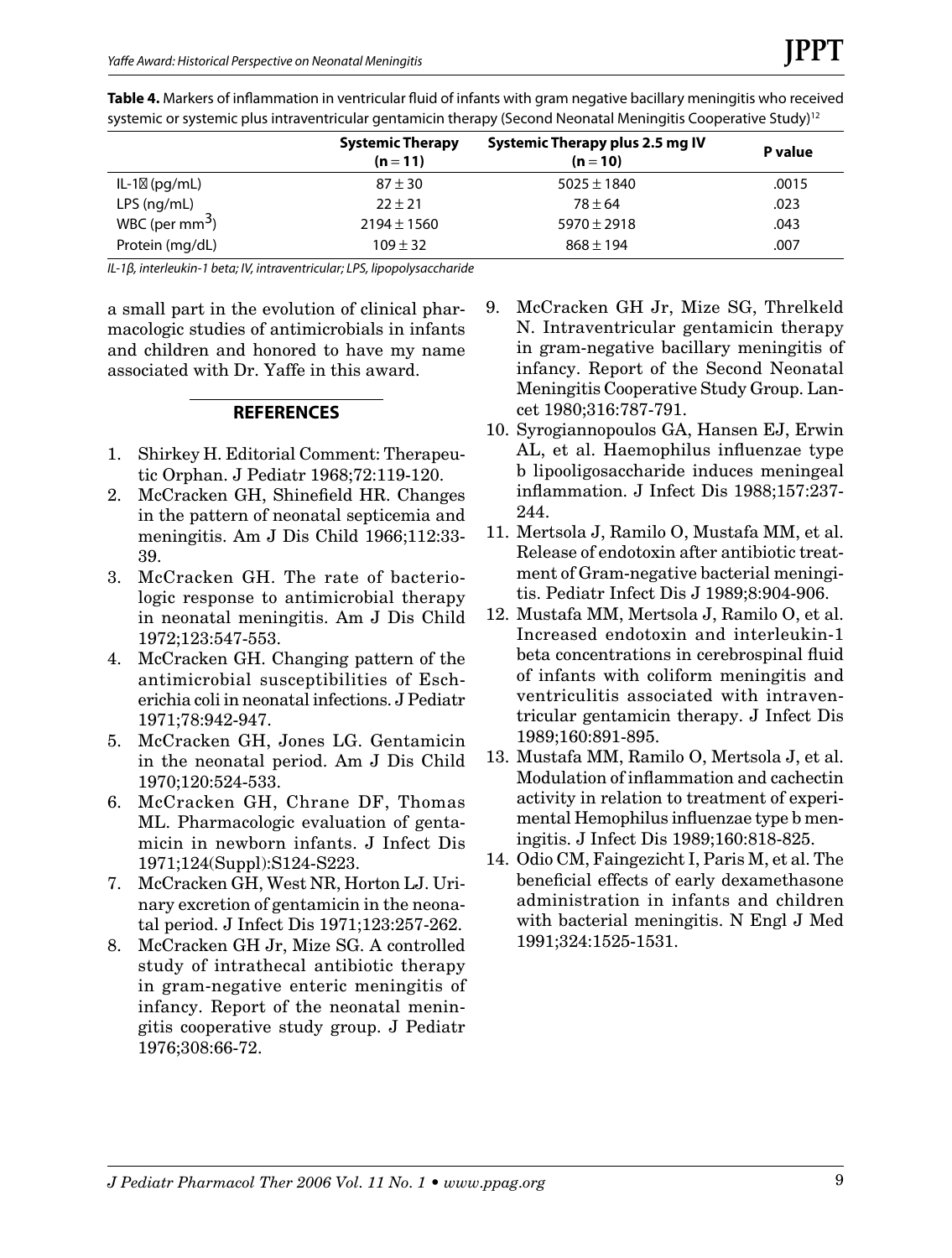**Table 4.** Markers of inflammation in ventricular fluid of infants with gram negative bacillary meningitis who received systemic or systemic plus intraventricular gentamicin therapy (Second Neonatal Meningitis Cooperative Study)[12]

| | Systemic Therapy (n = 11) | Systemic Therapy plus 2.5 mg IV (n = 10) | P value |
|---|---|---|---|
| IL-1β (pg/mL) | 87 ± 30 | 5025 ± 1840 | .0015 |
| LPS (ng/mL) | 22 ± 21 | 78 ± 64 | .023 |
| WBC (per $mm^3$) | 2194 ± 1560 | 5970 ± 2918 | .043 |
| Protein (mg/dL) | 109 ± 32 | 868 ± 194 | .007 |

*IL-1β, interleukin-1 beta; IV, intraventricular; LPS, lipopolysaccharide*

a small part in the evolution of clinical pharmacologic studies of antimicrobials in infants and children and honored to have my name associated with Dr. Yaffe in this award.

## REFERENCES

1. Shirkey H. Editorial Comment: Therapeutic Orphan. J Pediatr 1968;72:119-120.
2. McCracken GH, Shinefield HR. Changes in the pattern of neonatal septicemia and meningitis. Am J Dis Child 1966;112:33-39.
3. McCracken GH. The rate of bacteriologic response to antimicrobial therapy in neonatal meningitis. Am J Dis Child 1972;123:547-553.
4. McCracken GH. Changing pattern of the antimicrobial susceptibilities of Escherichia coli in neonatal infections. J Pediatr 1971;78:942-947.
5. McCracken GH, Jones LG. Gentamicin in the neonatal period. Am J Dis Child 1970;120:524-533.
6. McCracken GH, Chrane DF, Thomas ML. Pharmacologic evaluation of gentamicin in newborn infants. J Infect Dis 1971;124(Suppl):S124-S223.
7. McCracken GH, West NR, Horton LJ. Urinary excretion of gentamicin in the neonatal period. J Infect Dis 1971;123:257-262.
8. McCracken GH Jr, Mize SG. A controlled study of intrathecal antibiotic therapy in gram-negative enteric meningitis of infancy. Report of the neonatal meningitis cooperative study group. J Pediatr 1976;308:66-72.
9. McCracken GH Jr, Mize SG, Threlkeld N. Intraventricular gentamicin therapy in gram-negative bacillary meningitis of infancy. Report of the Second Neonatal Meningitis Cooperative Study Group. Lancet 1980;316:787-791.
10. Syrogiannopoulos GA, Hansen EJ, Erwin AL, et al. Haemophilus influenzae type b lipooligosaccharide induces meningeal inflammation. J Infect Dis 1988;157:237-244.
11. Mertsola J, Ramilo O, Mustafa MM, et al. Release of endotoxin after antibiotic treatment of Gram-negative bacterial meningitis. Pediatr Infect Dis J 1989;8:904-906.
12. Mustafa MM, Mertsola J, Ramilo O, et al. Increased endotoxin and interleukin-1 beta concentrations in cerebrospinal fluid of infants with coliform meningitis and ventriculitis associated with intraventricular gentamicin therapy. J Infect Dis 1989;160:891-895.
13. Mustafa MM, Ramilo O, Mertsola J, et al. Modulation of inflammation and cachectin activity in relation to treatment of experimental Hemophilus influenzae type b meningitis. J Infect Dis 1989;160:818-825.
14. Odio CM, Faingezicht I, Paris M, et al. The beneficial effects of early dexamethasone administration in infants and children with bacterial meningitis. N Engl J Med 1991;324:1525-1531.